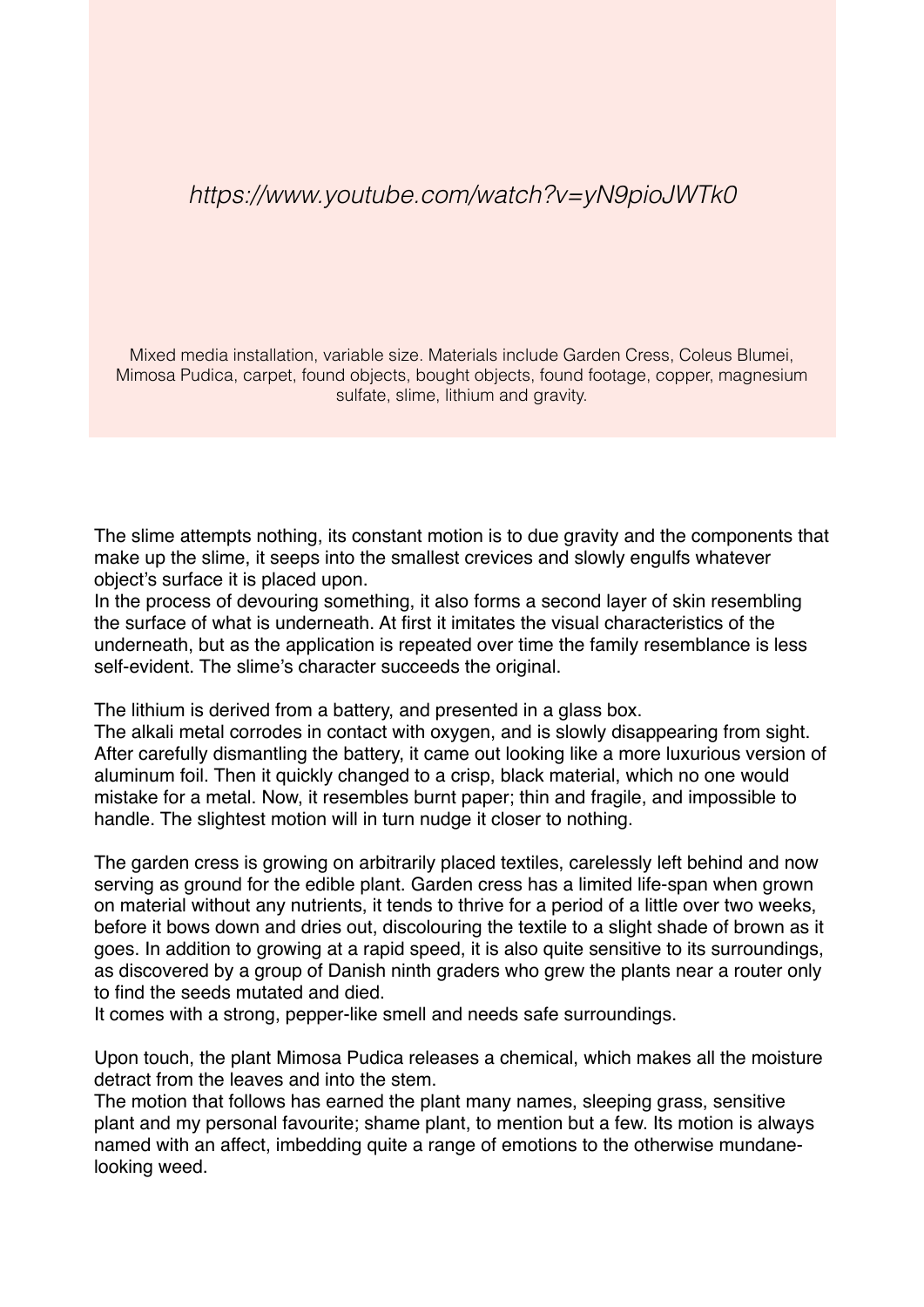*https://www.youtube.com/watch?v=yN9pioJWTk0*

Mixed media installation, variable size. Materials include Garden Cress, Coleus Blumei, Mimosa Pudica, carpet, found objects, bought objects, found footage, copper, magnesium sulfate, slime, lithium and gravity.

The slime attempts nothing, its constant motion is to due gravity and the components that make up the slime, it seeps into the smallest crevices and slowly engulfs whatever object's surface it is placed upon.
In the process of devouring something, it also forms a second layer of skin resembling the surface of what is underneath. At first it imitates the visual characteristics of the underneath, but as the application is repeated over time the family resemblance is less self-evident. The slime's character succeeds the original.

The lithium is derived from a battery, and presented in a glass box.
The alkali metal corrodes in contact with oxygen, and is slowly disappearing from sight. After carefully dismantling the battery, it came out looking like a more luxurious version of aluminum foil. Then it quickly changed to a crisp, black material, which no one would mistake for a metal. Now, it resembles burnt paper; thin and fragile, and impossible to handle. The slightest motion will in turn nudge it closer to nothing.

The garden cress is growing on arbitrarily placed textiles, carelessly left behind and now serving as ground for the edible plant. Garden cress has a limited life-span when grown on material without any nutrients, it tends to thrive for a period of a little over two weeks, before it bows down and dries out, discolouring the textile to a slight shade of brown as it goes. In addition to growing at a rapid speed, it is also quite sensitive to its surroundings, as discovered by a group of Danish ninth graders who grew the plants near a router only to find the seeds mutated and died.
It comes with a strong, pepper-like smell and needs safe surroundings.

Upon touch, the plant Mimosa Pudica releases a chemical, which makes all the moisture detract from the leaves and into the stem.
The motion that follows has earned the plant many names, sleeping grass, sensitive plant and my personal favourite; shame plant, to mention but a few. Its motion is always named with an affect, imbedding quite a range of emotions to the otherwise mundane-looking weed.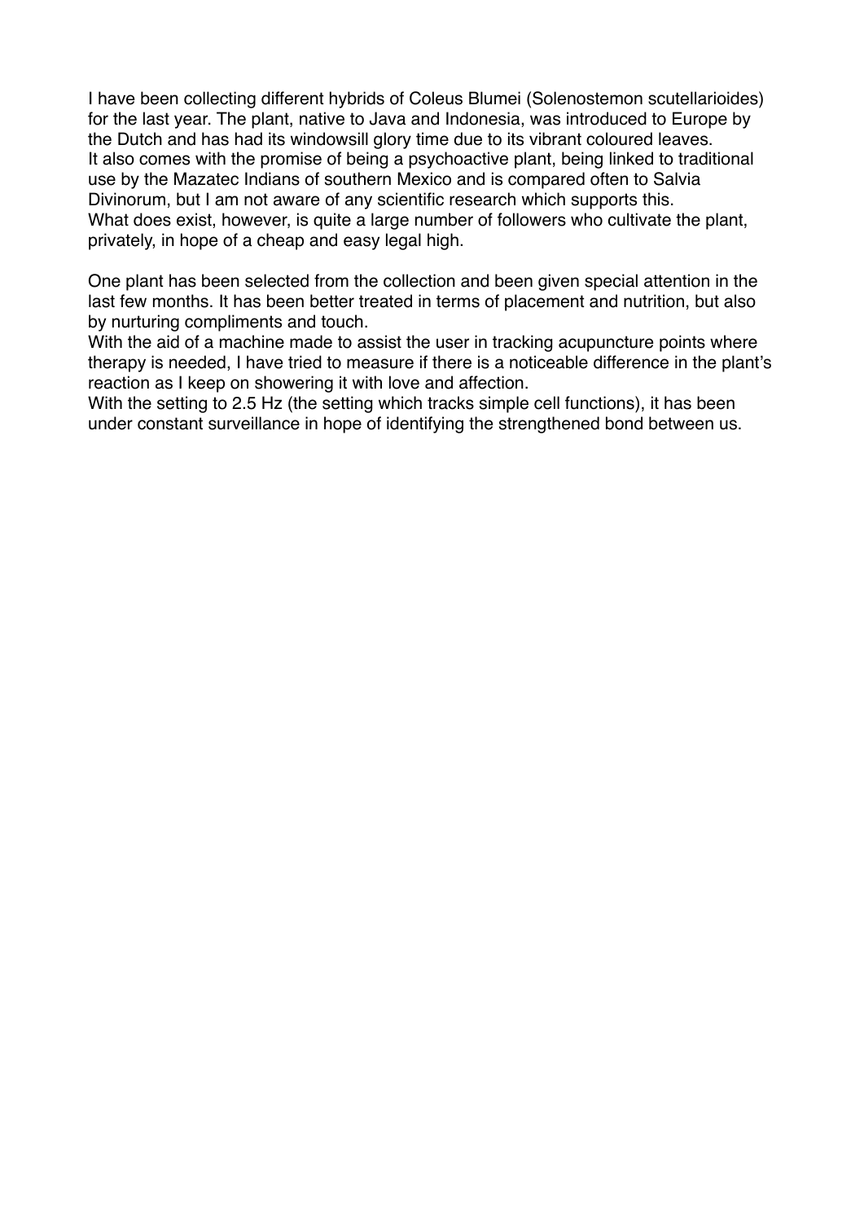I have been collecting different hybrids of Coleus Blumei (Solenostemon scutellarioides) for the last year. The plant, native to Java and Indonesia, was introduced to Europe by the Dutch and has had its windowsill glory time due to its vibrant coloured leaves. It also comes with the promise of being a psychoactive plant, being linked to traditional use by the Mazatec Indians of southern Mexico and is compared often to Salvia Divinorum, but I am not aware of any scientific research which supports this. What does exist, however, is quite a large number of followers who cultivate the plant, privately, in hope of a cheap and easy legal high.

One plant has been selected from the collection and been given special attention in the last few months. It has been better treated in terms of placement and nutrition, but also by nurturing compliments and touch.
With the aid of a machine made to assist the user in tracking acupuncture points where therapy is needed, I have tried to measure if there is a noticeable difference in the plant's reaction as I keep on showering it with love and affection.
With the setting to 2.5 Hz (the setting which tracks simple cell functions), it has been under constant surveillance in hope of identifying the strengthened bond between us.